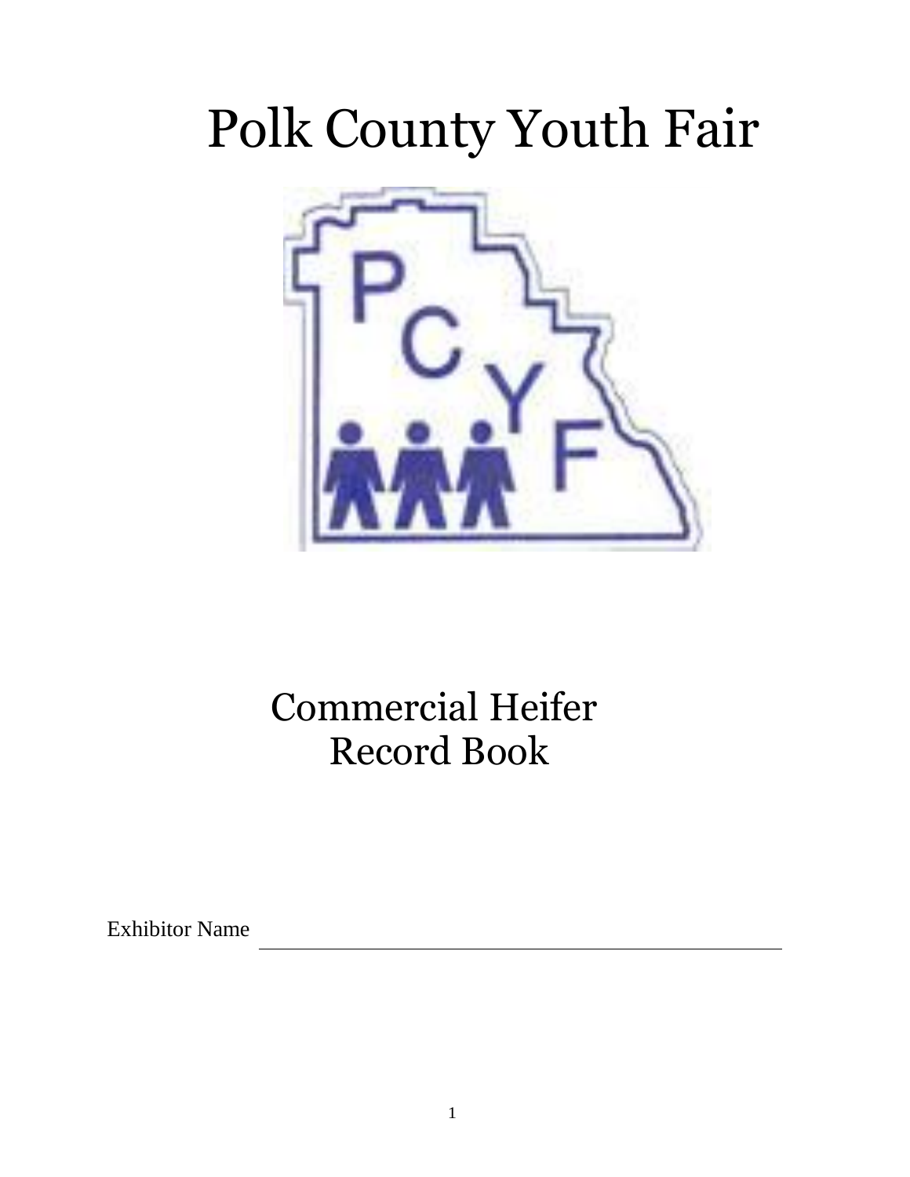# Polk County Youth Fair

## Commercial Heifer Record Book

Exhibitor Name \_\_\_\_\_\_\_\_\_\_\_\_\_\_\_\_\_\_\_\_\_\_\_\_\_\_\_\_\_\_\_\_\_\_\_\_\_\_\_\_\_\_\_\_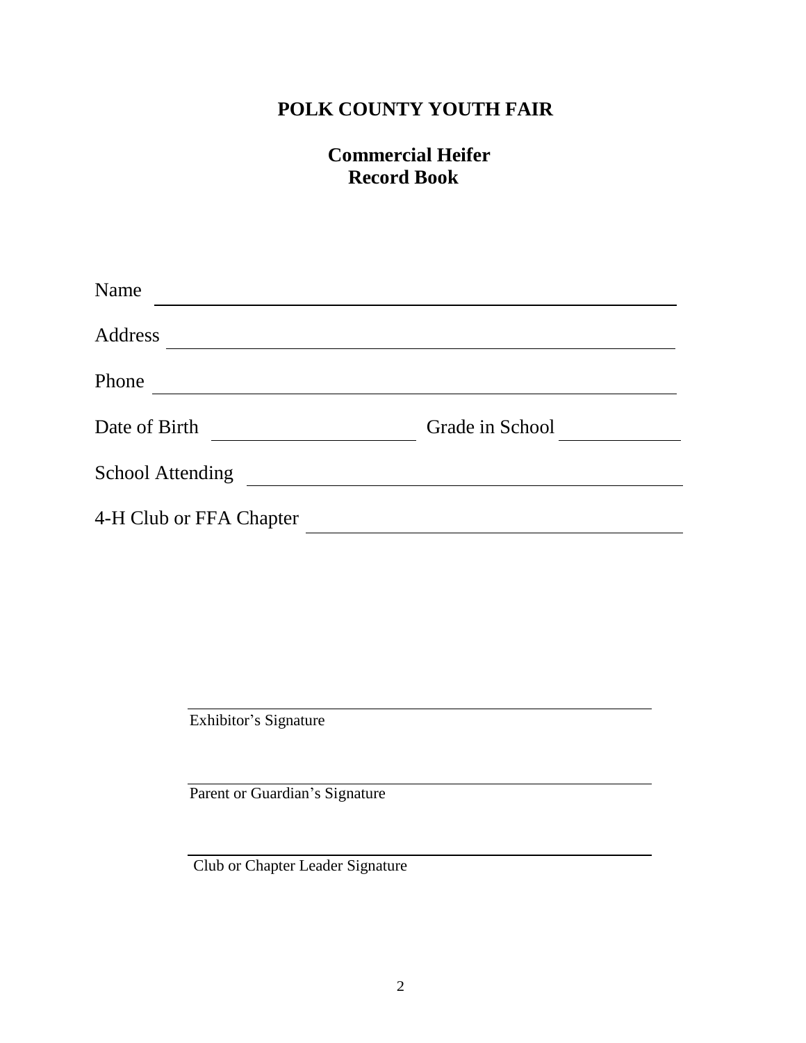# POLK COUNTY YOUTH FAIR

## Commercial Heifer
## Record Book

Name ______________________________________________

Address ____________________________________________

Phone _____________________________________________

Date of Birth ____________________ Grade in School ____________

School Attending ____________________________________

4-H Club or FFA Chapter ______________________________

______________________________________________
Exhibitor's Signature

______________________________________________
Parent or Guardian's Signature

______________________________________________
Club or Chapter Leader Signature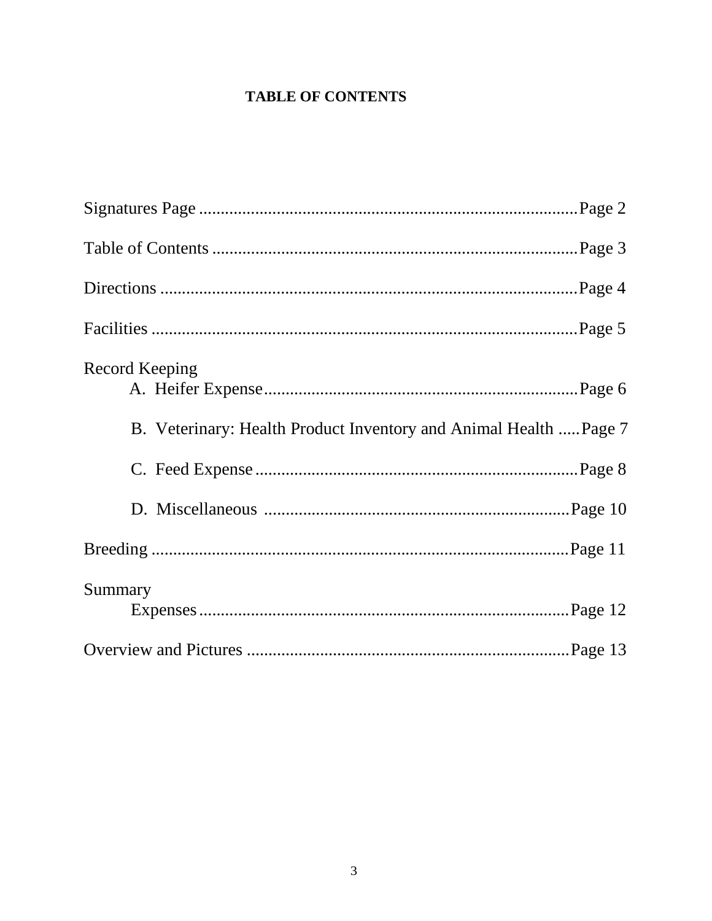# TABLE OF CONTENTS

Signatures Page ........................................................................................Page 2

Table of Contents .....................................................................................Page 3

Directions ..................................................................................................Page 4

Facilities ....................................................................................................Page 5

Record Keeping

- A. Heifer Expense..........................................................................Page 6
- B. Veterinary: Health Product Inventory and Animal Health .....Page 7
- C. Feed Expense ...........................................................................Page 8
- D. Miscellaneous ........................................................................Page 10

Breeding ..................................................................................................Page 11

Summary

- Expenses.....................................................................................Page 12

Overview and Pictures ............................................................................Page 13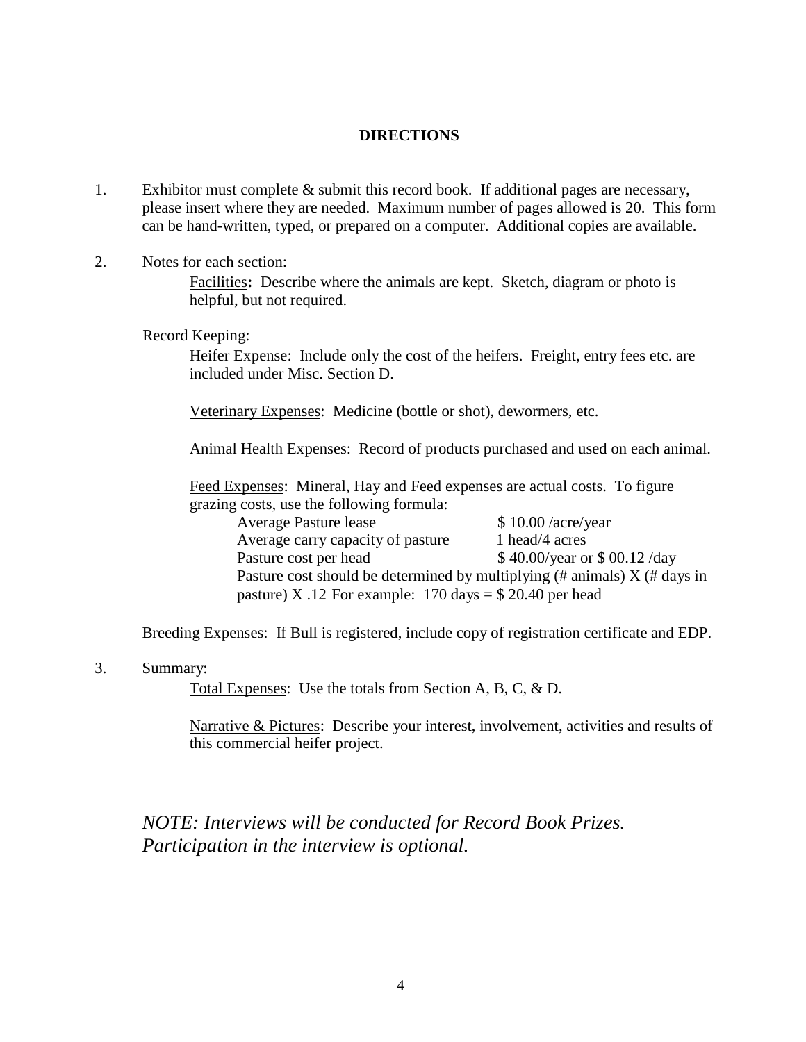# DIRECTIONS

1. Exhibitor must complete & submit <u>this record book</u>. If additional pages are necessary, please insert where they are needed. Maximum number of pages allowed is 20. This form can be hand-written, typed, or prepared on a computer. Additional copies are available.

2. Notes for each section:

   <u>Facilities</u>**:** Describe where the animals are kept. Sketch, diagram or photo is helpful, but not required.

   Record Keeping:

   <u>Heifer Expense</u>: Include only the cost of the heifers. Freight, entry fees etc. are included under Misc. Section D.

   <u>Veterinary Expenses</u>: Medicine (bottle or shot), dewormers, etc.

   <u>Animal Health Expenses</u>: Record of products purchased and used on each animal.

   <u>Feed Expenses</u>: Mineral, Hay and Feed expenses are actual costs. To figure grazing costs, use the following formula:

   | | |
   |---|---|
   | Average Pasture lease | $ 10.00 /acre/year |
   | Average carry capacity of pasture | 1 head/4 acres |
   | Pasture cost per head | $ 40.00/year or $ 00.12 /day |

   Pasture cost should be determined by multiplying (# animals) X (# days in pasture) X .12 For example: 170 days = $ 20.40 per head

   <u>Breeding Expenses</u>: If Bull is registered, include copy of registration certificate and EDP.

3. Summary:

   <u>Total Expenses</u>: Use the totals from Section A, B, C, & D.

   <u>Narrative & Pictures</u>: Describe your interest, involvement, activities and results of this commercial heifer project.

*NOTE: Interviews will be conducted for Record Book Prizes. Participation in the interview is optional.*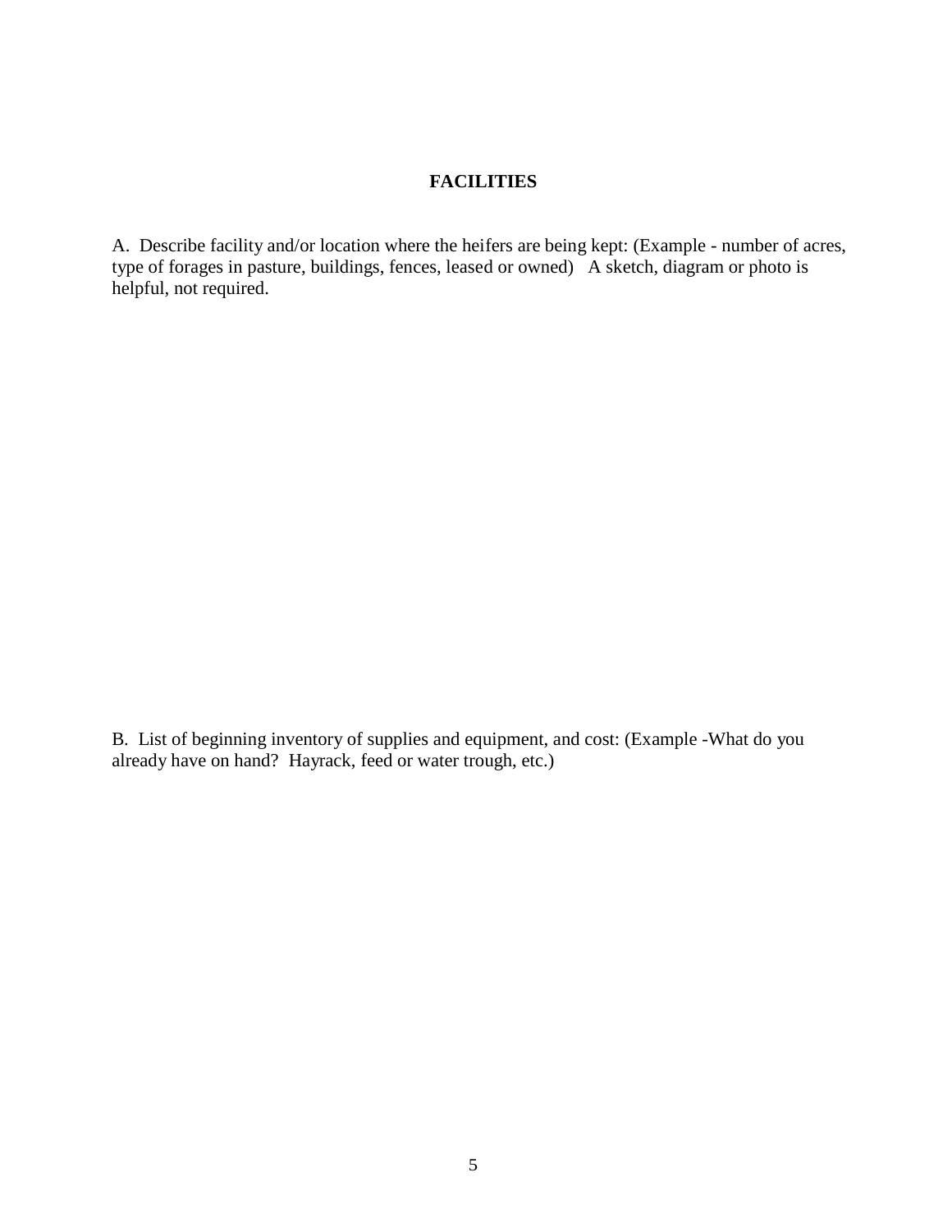## FACILITIES

A. Describe facility and/or location where the heifers are being kept: (Example - number of acres, type of forages in pasture, buildings, fences, leased or owned) A sketch, diagram or photo is helpful, not required.

B. List of beginning inventory of supplies and equipment, and cost: (Example -What do you already have on hand? Hayrack, feed or water trough, etc.)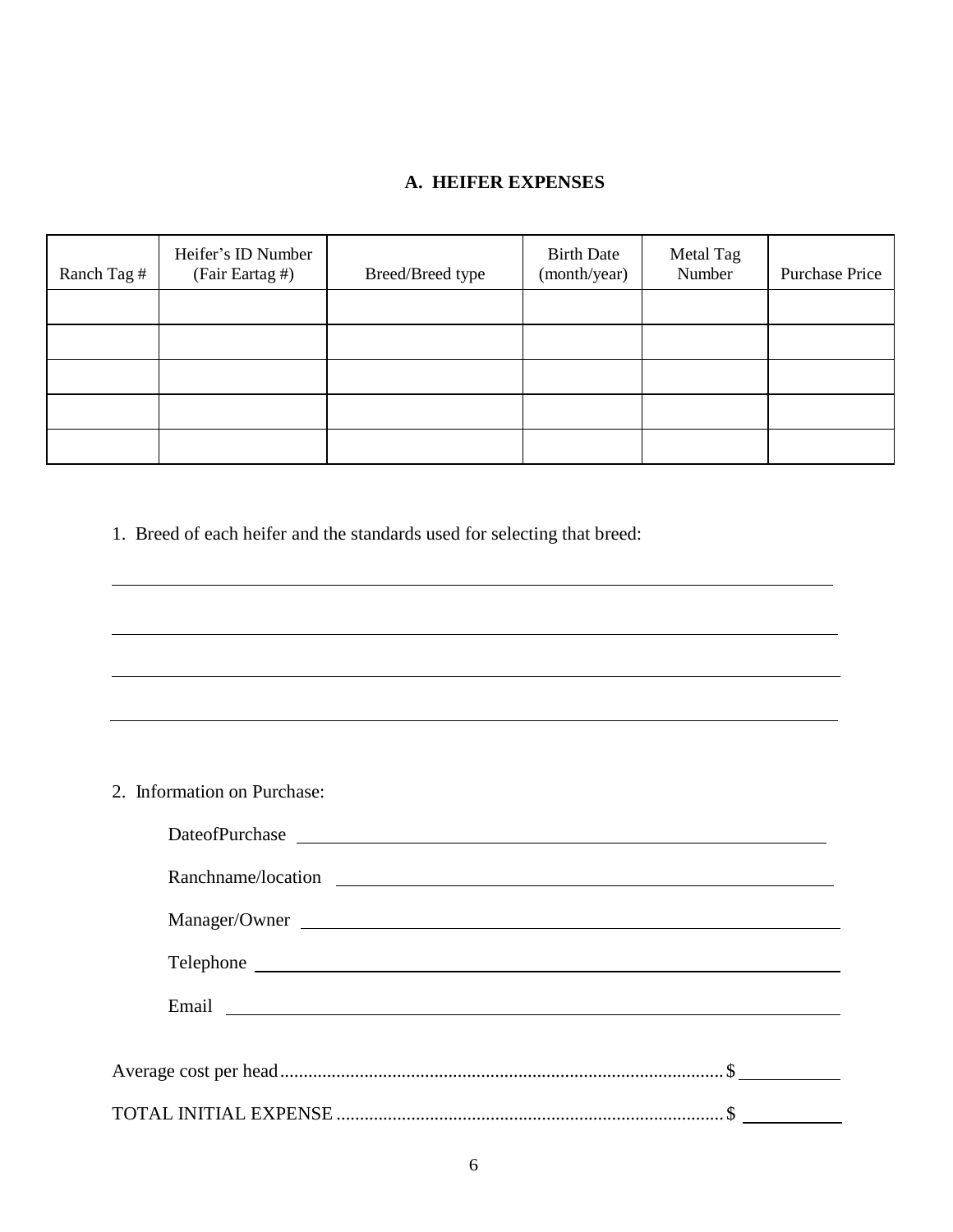### A. HEIFER EXPENSES

| Ranch Tag # | Heifer's ID Number (Fair Eartag #) | Breed/Breed type | Birth Date (month/year) | Metal Tag Number | Purchase Price |
|---|---|---|---|---|---|
| | | | | | |
| | | | | | |
| | | | | | |
| | | | | | |
| | | | | | |

1. Breed of each heifer and the standards used for selecting that breed:

______________________________________________________________________

______________________________________________________________________

______________________________________________________________________

______________________________________________________________________

2. Information on Purchase:

   DateofPurchase ______________________________________________

   Ranchname/location ______________________________________________

   Manager/Owner ______________________________________________

   Telephone ______________________________________________

   Email ______________________________________________

Average cost per head.............................................................................................$ __________

TOTAL INITIAL EXPENSE .................................................................................$ __________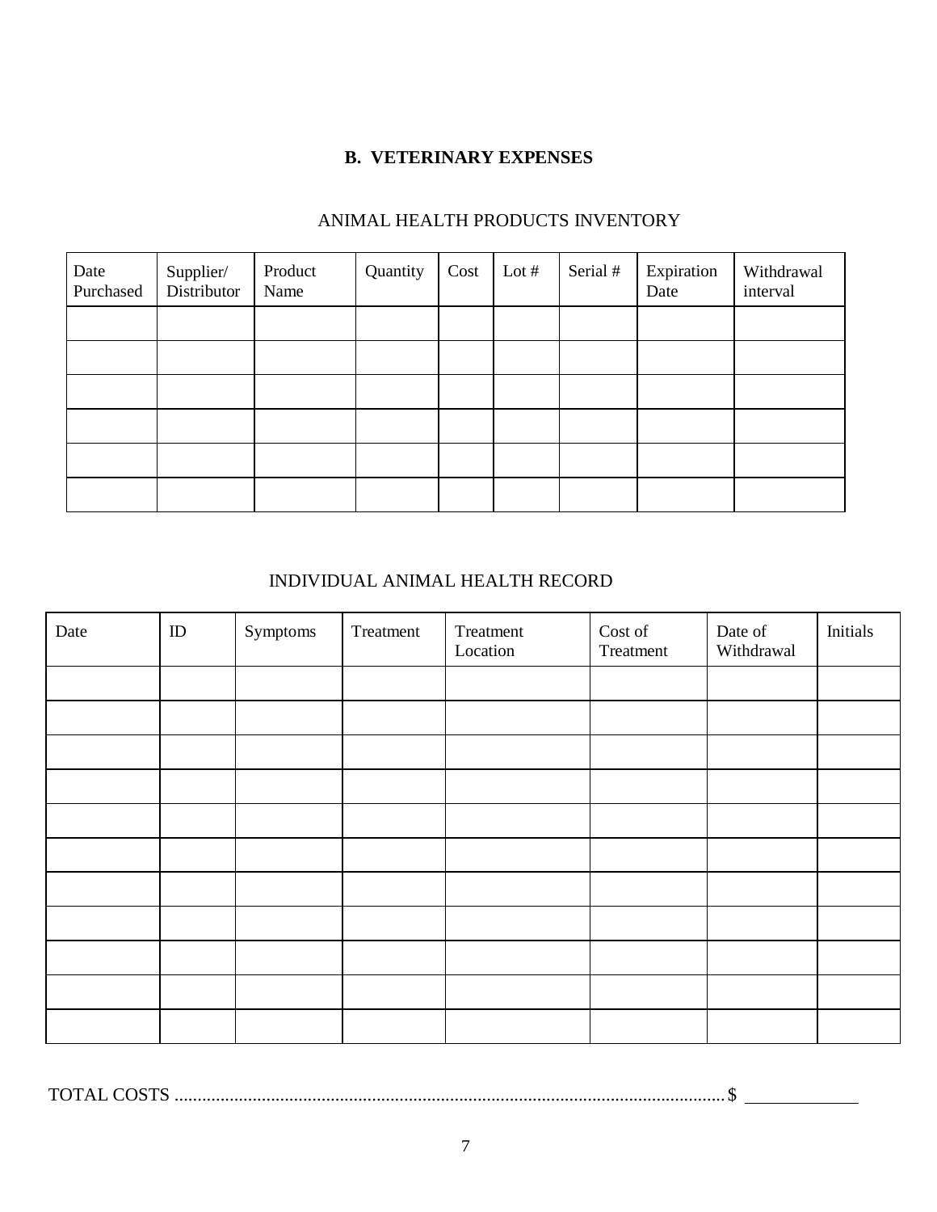## B. VETERINARY EXPENSES

### ANIMAL HEALTH PRODUCTS INVENTORY

| Date Purchased | Supplier/ Distributor | Product Name | Quantity | Cost | Lot # | Serial # | Expiration Date | Withdrawal interval |
|---|---|---|---|---|---|---|---|---|
| | | | | | | | | |
| | | | | | | | | |
| | | | | | | | | |
| | | | | | | | | |
| | | | | | | | | |
| | | | | | | | | |

### INDIVIDUAL ANIMAL HEALTH RECORD

| Date | ID | Symptoms | Treatment | Treatment Location | Cost of Treatment | Date of Withdrawal | Initials |
|---|---|---|---|---|---|---|---|
| | | | | | | | |
| | | | | | | | |
| | | | | | | | |
| | | | | | | | |
| | | | | | | | |
| | | | | | | | |
| | | | | | | | |
| | | | | | | | |
| | | | | | | | |
| | | | | | | | |
| | | | | | | | |

TOTAL COSTS ............................................................................................................... $ ____________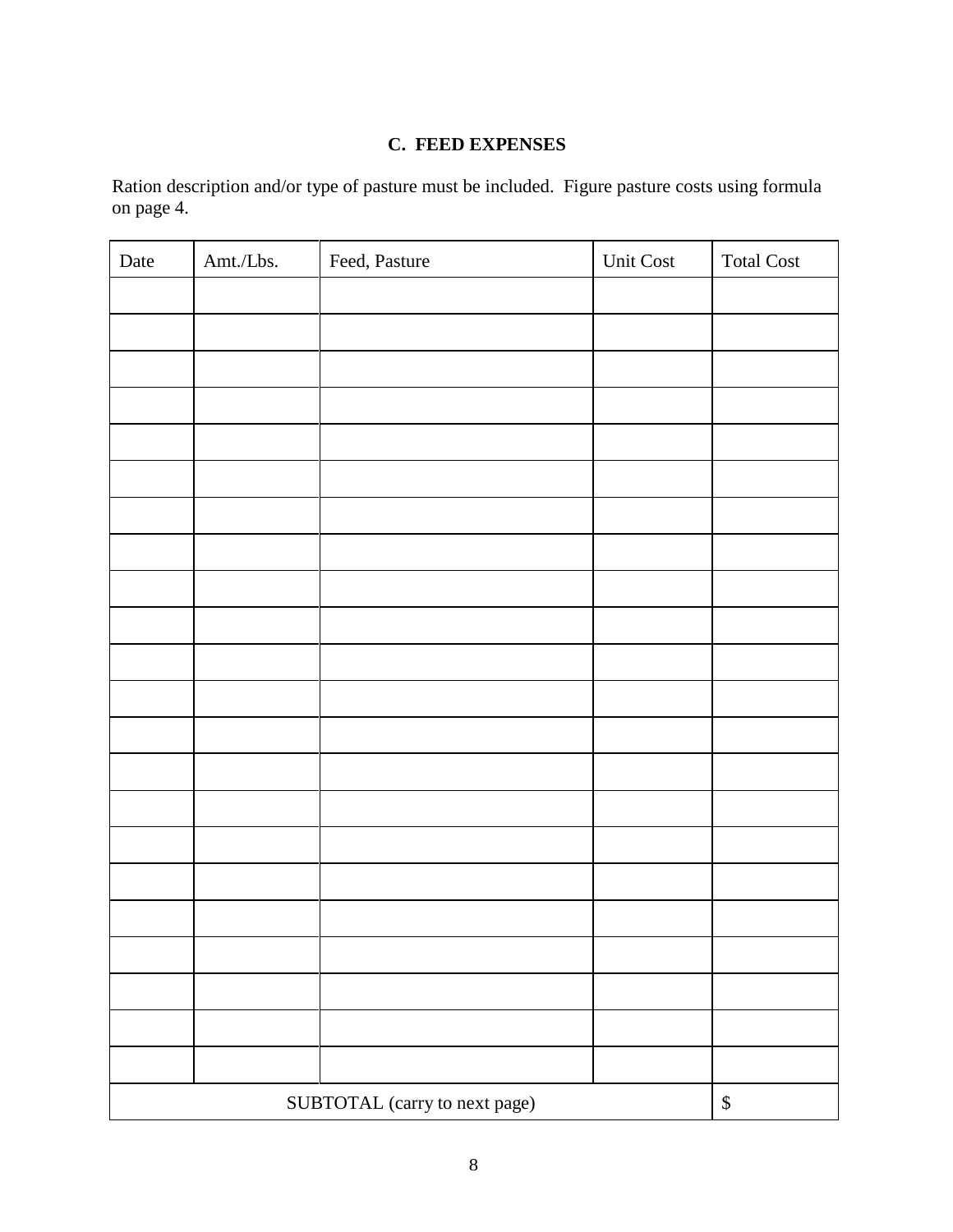### C. FEED EXPENSES

Ration description and/or type of pasture must be included. Figure pasture costs using formula on page 4.

| Date | Amt./Lbs. | Feed, Pasture | Unit Cost | Total Cost |
|---|---|---|---|---|
| | | | | |
| | | | | |
| | | | | |
| | | | | |
| | | | | |
| | | | | |
| | | | | |
| | | | | |
| | | | | |
| | | | | |
| | | | | |
| | | | | |
| | | | | |
| | | | | |
| | | | | |
| | | | | |
| | | | | |
| | | | | |
| | | | | |
| | | | | |
| | | | | |
| | | | | |
| SUBTOTAL (carry to next page) | | | | $ |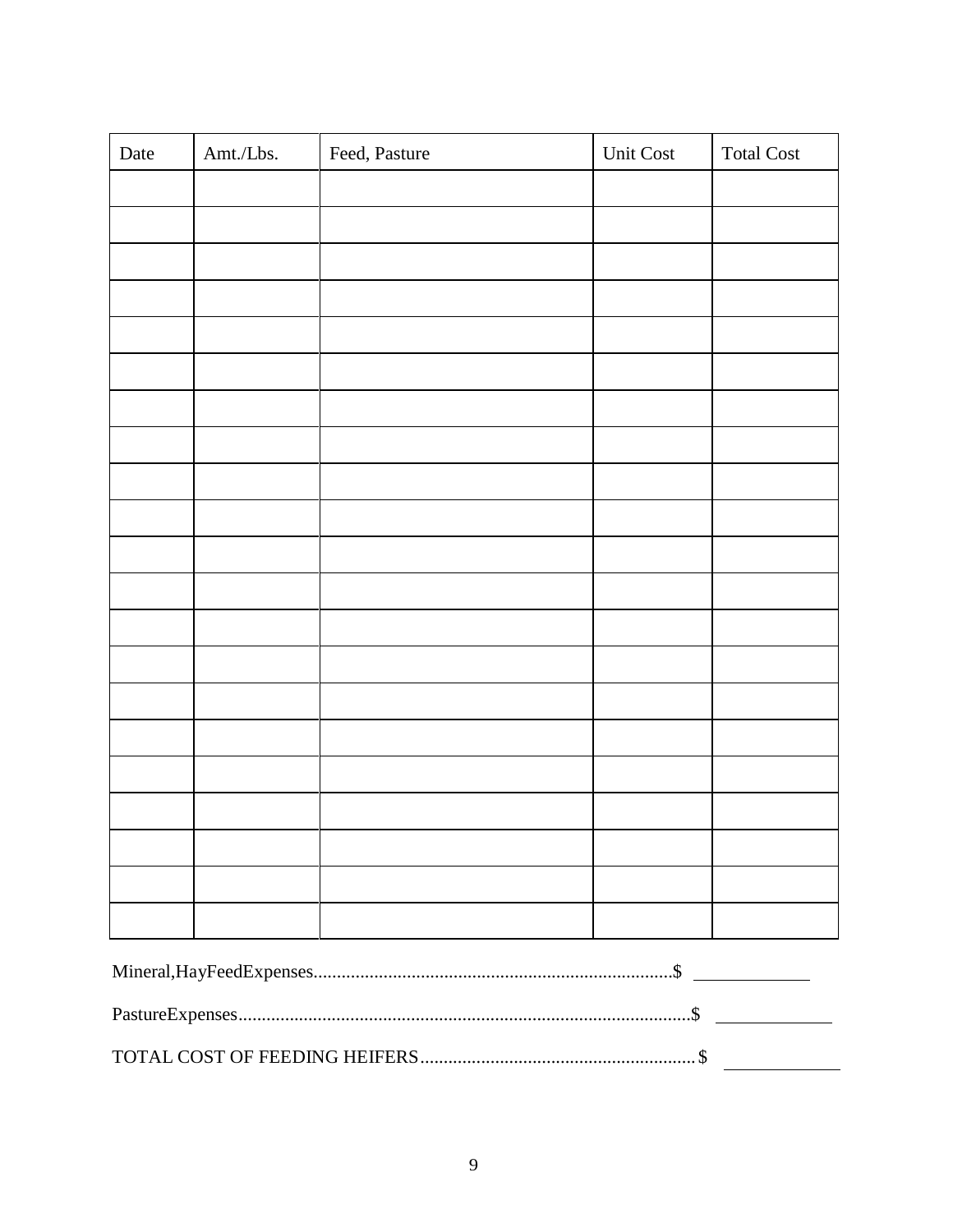| Date | Amt./Lbs. | Feed, Pasture | Unit Cost | Total Cost |
|---|---|---|---|---|
| | | | | |
| | | | | |
| | | | | |
| | | | | |
| | | | | |
| | | | | |
| | | | | |
| | | | | |
| | | | | |
| | | | | |
| | | | | |
| | | | | |
| | | | | |
| | | | | |
| | | | | |
| | | | | |
| | | | | |
| | | | | |
| | | | | |
| | | | | |
| | | | | |

Mineral,HayFeedExpenses............................................................................$ ____________

PastureExpenses................................................................................................$ ____________

TOTAL COST OF FEEDING HEIFERS...........................................................$ ____________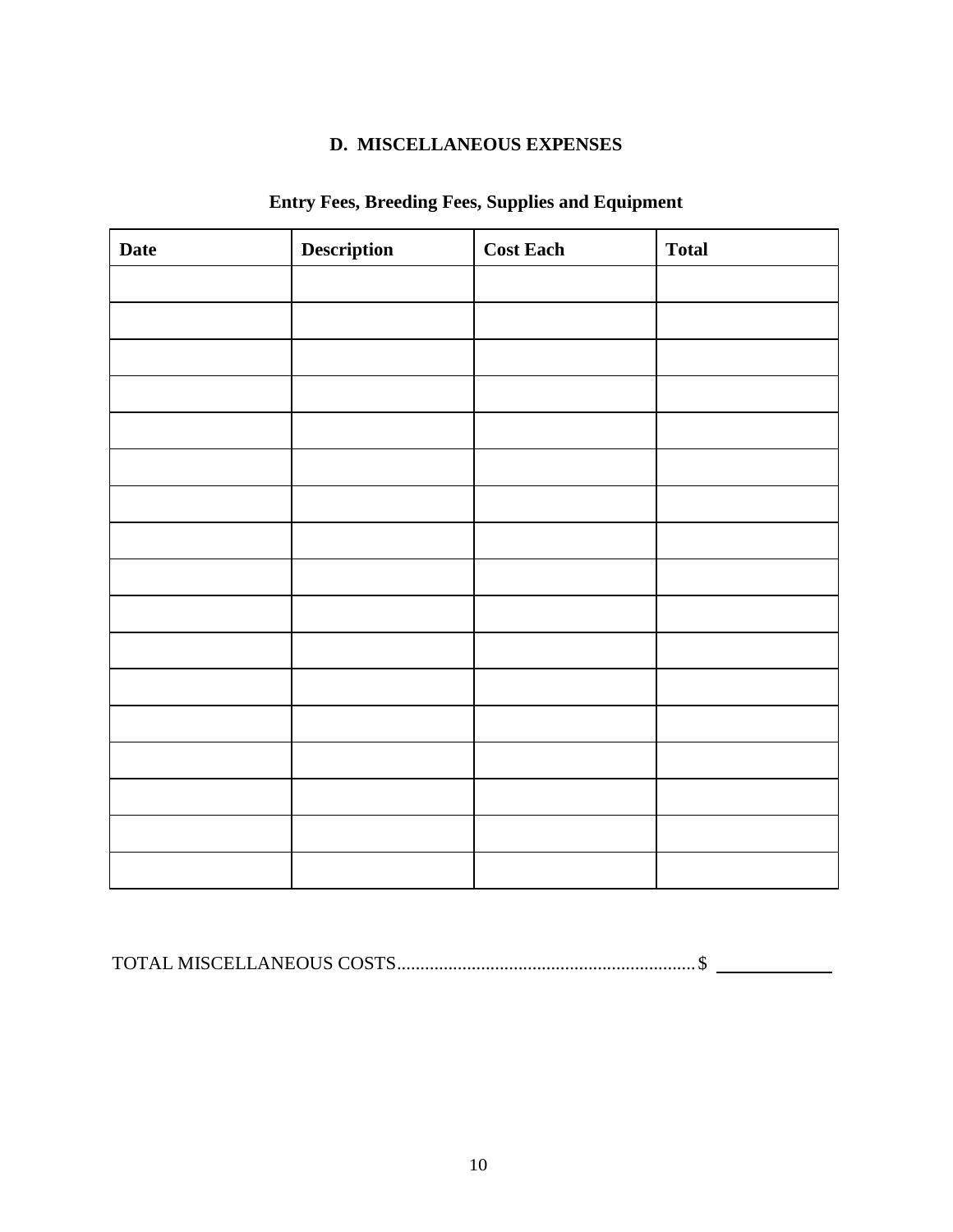## D. MISCELLANEOUS EXPENSES

### Entry Fees, Breeding Fees, Supplies and Equipment

| Date | Description | Cost Each | Total |
|---|---|---|---|
| | | | |
| | | | |
| | | | |
| | | | |
| | | | |
| | | | |
| | | | |
| | | | |
| | | | |
| | | | |
| | | | |
| | | | |
| | | | |
| | | | |
| | | | |
| | | | |
| | | | |

TOTAL MISCELLANEOUS COSTS............................................................... $ ____________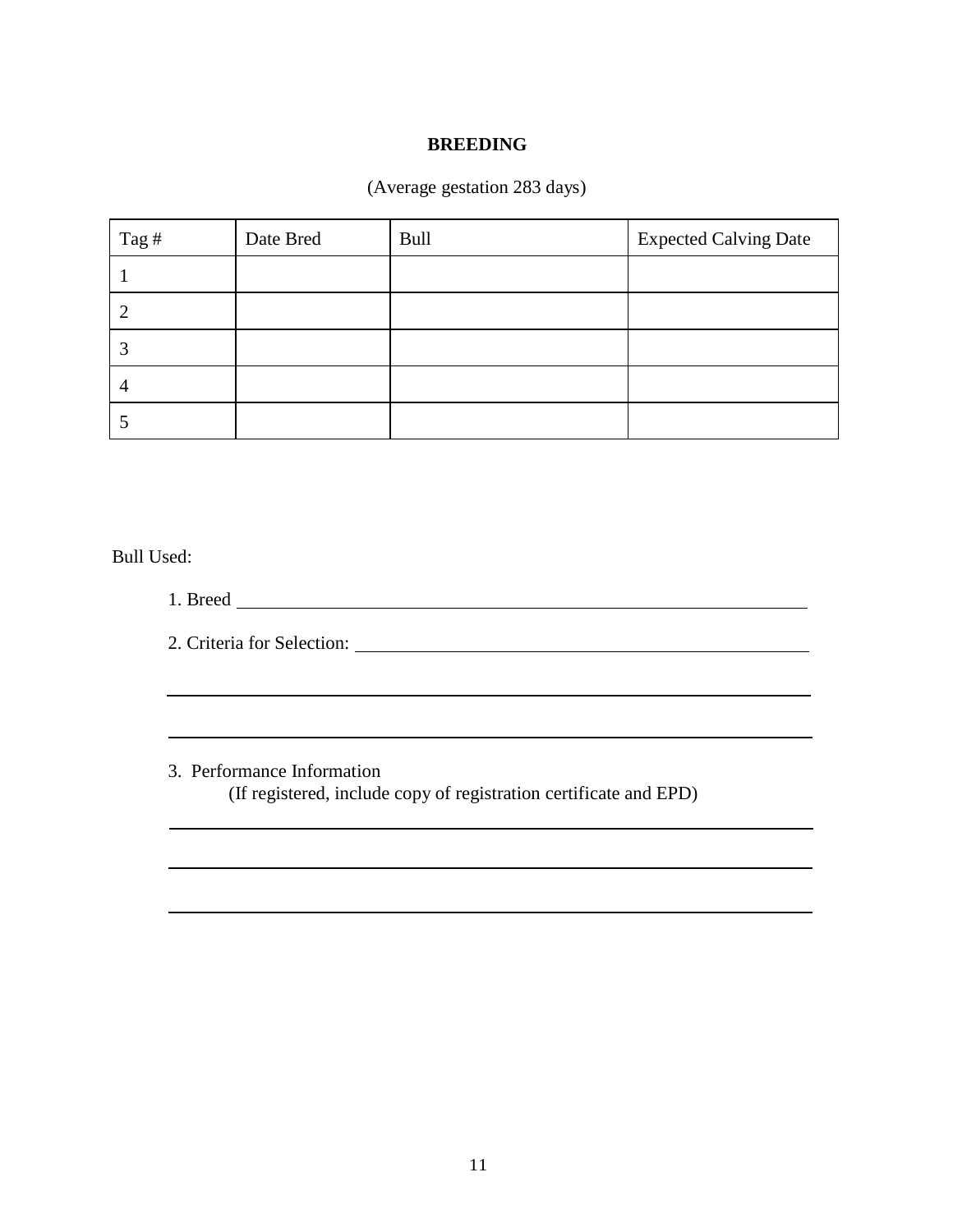# BREEDING

(Average gestation 283 days)

| Tag # | Date Bred | Bull | Expected Calving Date |
|---|---|---|---|
| 1 | | | |
| 2 | | | |
| 3 | | | |
| 4 | | | |
| 5 | | | |

Bull Used:

1. Breed \_\_\_\_\_\_\_\_\_\_\_\_\_\_\_\_\_\_\_\_\_\_\_\_\_\_\_\_\_\_\_\_\_\_\_\_\_\_\_\_

2. Criteria for Selection: \_\_\_\_\_\_\_\_\_\_\_\_\_\_\_\_\_\_\_\_\_\_\_\_\_\_\_\_\_\_\_\_

\_\_\_\_\_\_\_\_\_\_\_\_\_\_\_\_\_\_\_\_\_\_\_\_\_\_\_\_\_\_\_\_\_\_\_\_\_\_\_\_\_\_\_\_\_\_\_\_\_\_

\_\_\_\_\_\_\_\_\_\_\_\_\_\_\_\_\_\_\_\_\_\_\_\_\_\_\_\_\_\_\_\_\_\_\_\_\_\_\_\_\_\_\_\_\_\_\_\_\_\_

3. Performance Information
   (If registered, include copy of registration certificate and EPD)

\_\_\_\_\_\_\_\_\_\_\_\_\_\_\_\_\_\_\_\_\_\_\_\_\_\_\_\_\_\_\_\_\_\_\_\_\_\_\_\_\_\_\_\_\_\_\_\_\_\_

\_\_\_\_\_\_\_\_\_\_\_\_\_\_\_\_\_\_\_\_\_\_\_\_\_\_\_\_\_\_\_\_\_\_\_\_\_\_\_\_\_\_\_\_\_\_\_\_\_\_

\_\_\_\_\_\_\_\_\_\_\_\_\_\_\_\_\_\_\_\_\_\_\_\_\_\_\_\_\_\_\_\_\_\_\_\_\_\_\_\_\_\_\_\_\_\_\_\_\_\_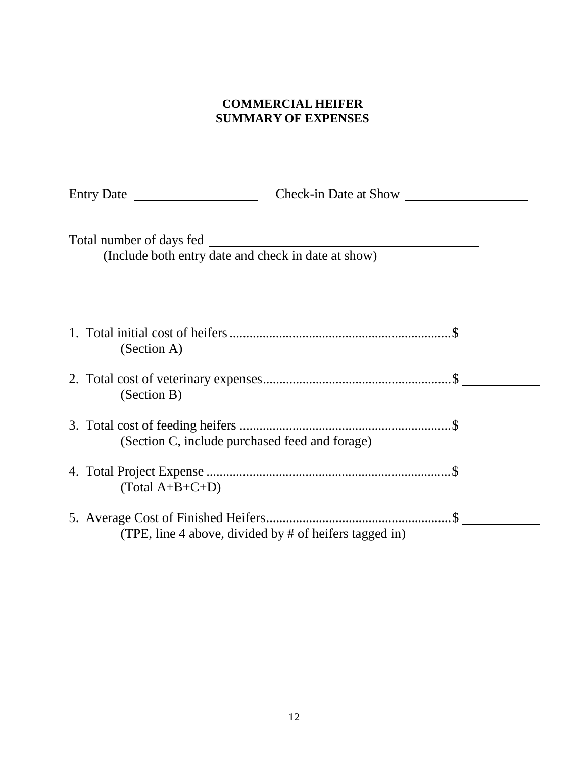**COMMERCIAL HEIFER**
**SUMMARY OF EXPENSES**

Entry Date ____________________ Check-in Date at Show ____________________

Total number of days fed ____________________________________________
(Include both entry date and check in date at show)

1. Total initial cost of heifers ................................................................ $ ____________
   (Section A)

2. Total cost of veterinary expenses ........................................................ $ ____________
   (Section B)

3. Total cost of feeding heifers ................................................................ $ ____________
   (Section C, include purchased feed and forage)

4. Total Project Expense ........................................................................ $ ____________
   (Total A+B+C+D)

5. Average Cost of Finished Heifers ........................................................ $ ____________
   (TPE, line 4 above, divided by # of heifers tagged in)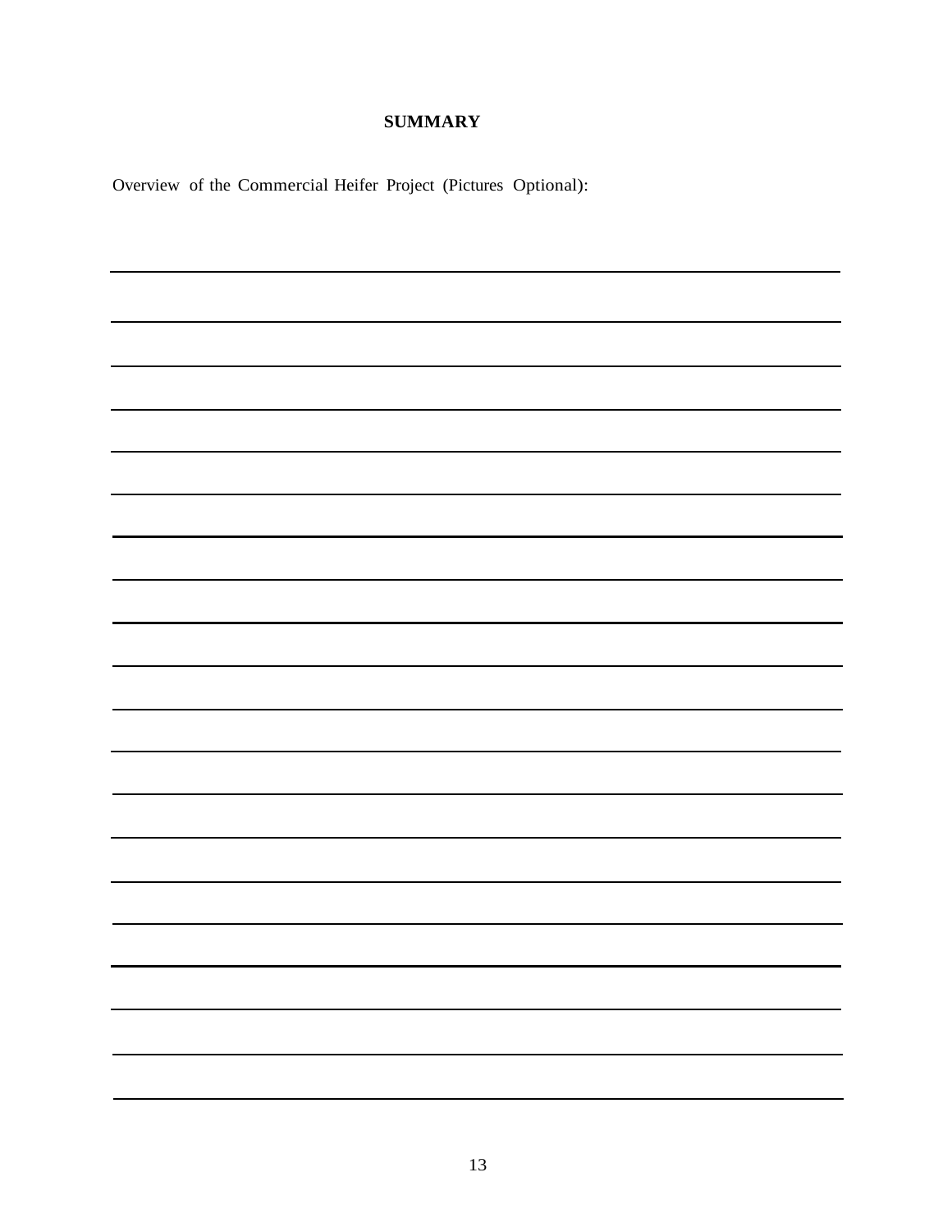# SUMMARY

Overview of the Commercial Heifer Project (Pictures Optional):

______________________________________________________________________________

______________________________________________________________________________

______________________________________________________________________________

______________________________________________________________________________

______________________________________________________________________________

______________________________________________________________________________

______________________________________________________________________________

______________________________________________________________________________

______________________________________________________________________________

______________________________________________________________________________

______________________________________________________________________________

______________________________________________________________________________

______________________________________________________________________________

______________________________________________________________________________

______________________________________________________________________________

______________________________________________________________________________

______________________________________________________________________________

______________________________________________________________________________

______________________________________________________________________________

______________________________________________________________________________